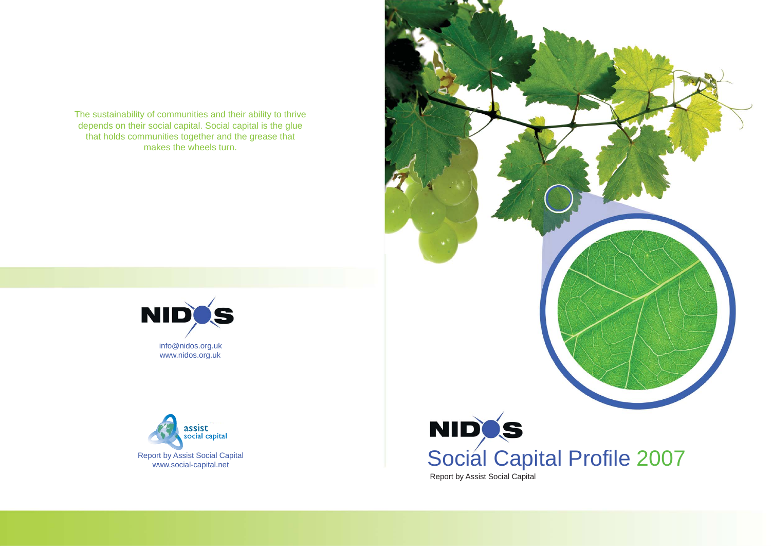The sustainability of communities and their ability to thrive depends on their social capital. Social capital is the glue that holds communities together and the grease that makes the wheels turn.

NIDOS

info@nidos.org.uk
www.nidos.org.uk

assist social capital

Report by Assist Social Capital
www.social-capital.net

NIDOS

# Social Capital Profile 2007

Report by Assist Social Capital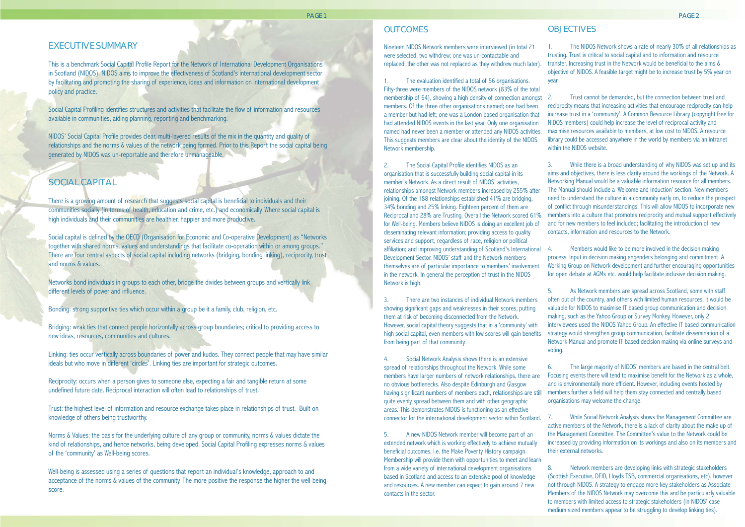## EXECUTIVE SUMMARY

This is a benchmark Social Capital Profile Report for the Network of International Development Organisations in Scotland (NIDOS). NIDOS aims to improve the effectiveness of Scotland's international development sector by facilitating and promoting the sharing of experience, ideas and information on international development policy and practice.

Social Capital Profiling identifies structures and activities that facilitate the flow of information and resources available in communities, aiding planning, reporting and benchmarking.

NIDOS' Social Capital Profile provides clear, multi-layered results of the mix in the quantity and quality of relationships and the norms & values of the network being formed. Prior to this Report the social capital being generated by NIDOS was un-reportable and therefore unmanageable.

## SOCIAL CAPITAL

There is a growing amount of research that suggests social capital is beneficial to individuals and their communities socially (in terms of health, education and crime, etc.) and economically. Where social capital is high individuals and their communities are healthier, happier and more productive.

Social capital is defined by the OECD (Organisation for Economic and Co-operative Development) as "Networks together with shared norms, values and understandings that facilitate co-operation within or among groups." There are four central aspects of social capital including networks (bridging, bonding linking), reciprocity, trust and norms & values.

Networks bond individuals in groups to each other, bridge the divides between groups and vertically link different levels of power and influence.

Bonding: strong supportive ties which occur within a group be it a family, club, religion, etc.

Bridging: weak ties that connect people horizontally across group boundaries; critical to providing access to new ideas, resources, communities and cultures.

Linking: ties occur vertically across boundaries of power and kudos. They connect people that may have similar ideals but who move in different 'circles'. Linking ties are important for strategic outcomes.

Reciprocity: occurs when a person gives to someone else, expecting a fair and tangible return at some undefined future date. Reciprocal interaction will often lead to relationships of trust.

Trust: the highest level of information and resource exchange takes place in relationships of trust. Built on knowledge of others being trustworthy.

Norms & Values: the basis for the underlying culture of any group or community, norms & values dictate the kind of relationships, and hence networks, being developed. Social Capital Profiling expresses norms & values of the 'community' as Well-being scores.

Well-being is assessed using a series of questions that report an individual's knowledge, approach to and acceptance of the norms & values of the community. The more positive the response the higher the well-being score.

## OUTCOMES

Nineteen NIDOS Network members were interviewed (in total 21 were selected, two withdrew; one was un-contactable and replaced; the other was not replaced as they withdrew much later).

1. The evaluation identified a total of 56 organisations. Fifty-three were members of the NIDOS network (83% of the total membership of 64), showing a high density of connection amongst members. Of the three other organisations named; one had been a member but had left; one was a London based organisation that had attended NIDOS events in the last year. Only one organisation named had never been a member or attended any NIDOS activities. This suggests members are clear about the identity of the NIDOS Network membership.

2. The Social Capital Profile identifies NIDOS as an organisation that is successfully building social capital in its member's Network. As a direct result of NIDOS' activities, relationships amongst Network members increased by 255% after joining. Of the 188 relationships established 41% are bridging, 34% bonding and 25% linking. Eighteen percent of them are Reciprocal and 28% are Trusting. Overall the Network scored 61% for Well-being. Members believe NIDOS is doing an excellent job of disseminating relevant information; providing access to quality services and support, regardless of race, religion or political affiliation; and improving understanding of Scotland's International Development Sector. NIDOS' staff and the Network members themselves are of particular importance to members' involvement in the network. In general the perception of trust in the NIDOS Network is high.

3. There are two instances of individual Network members showing significant gaps and weaknesses in their scores, putting them at risk of becoming disconnected from the Network. However, social capital theory suggests that in a 'community' with high social capital, even members with low scores will gain benefits from being part of that community.

4. Social Network Analysis shows there is an extensive spread of relationships throughout the Network. While some members have larger numbers of network relationships, there are no obvious bottlenecks. Also despite Edinburgh and Glasgow having significant numbers of members each, relationships are still quite evenly spread between them and with other geographic areas. This demonstrates NIDOS is functioning as an effective connector for the international development sector within Scotland.

5. A new NIDOS Network member will become part of an extended network which is working effectively to achieve mutually beneficial outcomes, i.e. the Make Poverty History campaign. Membership will provide them with opportunities to meet and learn from a wide variety of international development organisations based in Scotland and access to an extensive pool of knowledge and resources. A new member can expect to gain around 7 new contacts in the sector.

## OBJECTIVES

1. The NIDOS Network shows a rate of nearly 30% of all relationships as trusting. Trust is critical to social capital and to information and resource transfer. Increasing trust in the Network would be beneficial to the aims & objective of NIDOS. A feasible target might be to increase trust by 5% year on year.

2. Trust cannot be demanded, but the connection between trust and reciprocity means that increasing activities that encourage reciprocity can help increase trust in a 'community'. A Common Resource Library (copyright free for NIDOS members) could help increase the level of reciprocal activity and maximise resources available to members, at low cost to NIDOS. A resource library could be accessed anywhere in the world by members via an intranet within the NIDOS website.

3. While there is a broad understanding of why NIDOS was set up and its aims and objectives, there is less clarity around the workings of the Network. A Networking Manual would be a valuable information resource for all members. The Manual should include a 'Welcome and Induction' section. New members need to understand the culture in a community early on, to reduce the prospect of conflict through misunderstandings. This will allow NIDOS to incorporate new members into a culture that promotes reciprocity and mutual support effectively and for new members to feel included; facilitating the introduction of new contacts, information and resources to the Network.

4. Members would like to be more involved in the decision making process. Input in decision making engenders belonging and commitment. A Working Group on Network development and further encouraging opportunities for open debate at AGMs etc. would help facilitate inclusive decision making.

5. As Network members are spread across Scotland, some with staff often out of the country, and others with limited human resources, it would be valuable for NIDOS to maximise IT based group communication and decision making, such as the Yahoo Group or Survey Monkey. However, only 2 interviewees used the NIDOS Yahoo Group. An effective IT based communication strategy would strengthen group communication, facilitate dissemination of a Network Manual and promote IT based decision making via online surveys and voting.

6. The large majority of NIDOS' members are based in the central belt. Focusing events there will tend to maximise benefit for the Network as a whole, and is environmentally more efficient. However, including events hosted by members further a field will help them stay connected and centrally based organisations may welcome the change.

7. While Social Network Analysis shows the Management Committee are active members of the Network, there is a lack of clarity about the make up of the Management Committee. The Committee's value to the Network could be increased by providing information on its workings and also on its members and their external networks.

8. Network members are developing links with strategic stakeholders (Scottish Executive, DFID, Lloyds TSB, commercial organisations, etc), however not through NIDOS. A strategy to engage more key stakeholders as Associate Members of the NIDOS Network may overcome this and be particularly valuable to members with limited access to strategic stakeholders (in NIDOS' case medium sized members appear to be struggling to develop linking ties).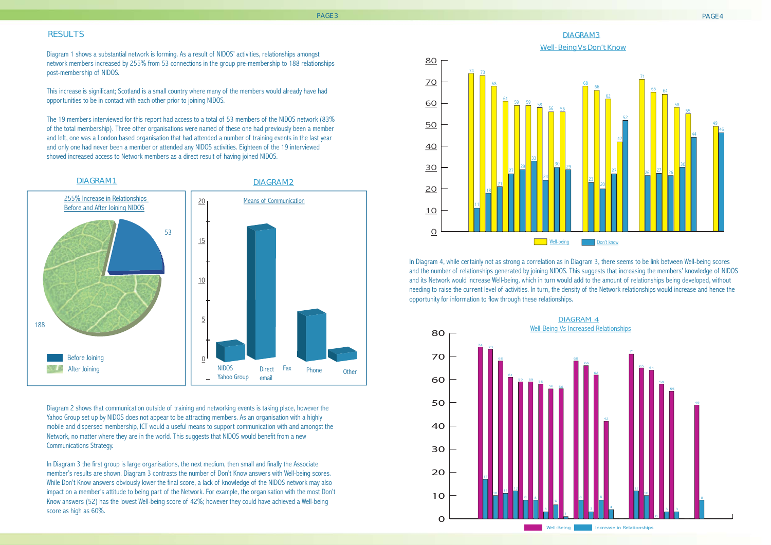## RESULTS

Diagram 1 shows a substantial network is forming. As a result of NIDOS' activities, relationships amongst network members increased by 255% from 53 connections in the group pre-membership to 188 relationships post-membership of NIDOS.

This increase is significant; Scotland is a small country where many of the members would already have had opportunities to be in contact with each other prior to joining NIDOS.

The 19 members interviewed for this report had access to a total of 53 members of the NIDOS network (83% of the total membership). Three other organisations were named of these one had previously been a member and left, one was a London based organisation that had attended a number of training events in the last year and only one had never been a member or attended any NIDOS activities. Eighteen of the 19 interviewed showed increased access to Network members as a direct result of having joined NIDOS.

DIAGRAM 1

255% Increase in Relationships Before and After Joining NIDOS

| | Relationships |
|---|---|
| Before Joining | 53 |
| After Joining | 188 |

DIAGRAM 2

Means of Communication

NIDOS Yahoo Group, Direct email, Fax, Phone, Other

Diagram 2 shows that communication outside of training and networking events is taking place, however the Yahoo Group set up by NIDOS does not appear to be attracting members. As an organisation with a highly mobile and dispersed membership, ICT would a useful means to support communication with and amongst the Network, no matter where they are in the world. This suggests that NIDOS would benefit from a new Communications Strategy.

In Diagram 3 the first group is large organisations, the next medium, then small and finally the Associate member's results are shown. Diagram 3 contrasts the number of Don't Know answers with Well-being scores. While Don't Know answers obviously lower the final score, a lack of knowledge of the NIDOS network may also impact on a member's attitude to being part of the Network. For example, the organisation with the most Don't Know answers (52) has the lowest Well-being score of 42%; however they could have achieved a Well-being score as high as 60%.

DIAGRAM 3

Well-Being Vs Don't Know

| Well-being | 74 | 73 | 68 | 61 | 59 | 59 | 58 | 56 | 56 | 68 | 66 | 62 | 42 | 71 | 65 | 64 | 58 | 55 | 49 |
|---|---|---|---|---|---|---|---|---|---|---|---|---|---|---|---|---|---|---|---|
| Don't know | 11 | 18 | 21 | 27 | 29 | 33 | 24 | 30 | 29 | 23 | 20 | 27 | 52 | 26 | 27 | 26 | 30 | 44 | 46 |

In Diagram 4, while certainly not as strong a correlation as in Diagram 3, there seems to be link between Well-being scores and the number of relationships generated by joining NIDOS. This suggests that increasing the members' knowledge of NIDOS and its Network would increase Well-being, which in turn would add to the amount of relationships being developed, without needing to raise the current level of activities. In turn, the density of the Network relationships would increase and hence the opportunity for information to flow through these relationships.

DIAGRAM 4

Well-Being Vs Increased Relationships

| Well-Being | 74 | 73 | 68 | 61 | 59 | 59 | 58 | 56 | 56 | 68 | 66 | 62 | 42 | 71 | 65 | 64 | 58 | 55 | 49 |
|---|---|---|---|---|---|---|---|---|---|---|---|---|---|---|---|---|---|---|---|
| Increase in Relationships | 17 | 10 | 11 | 12 | 8 | 8 | 3 | 6 | 1 | 8 | 3 | 8 | 4 | 12 | 10 | 0 | 3 | 3 | 8 |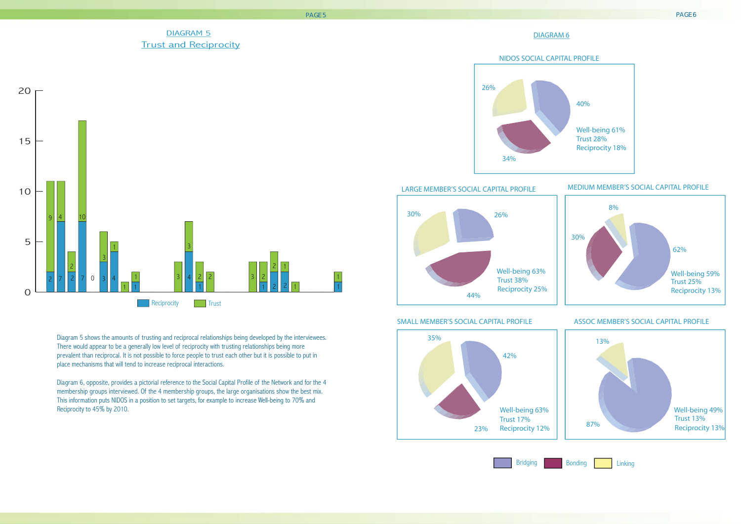## DIAGRAM 5
## Trust and Reciprocity

Diagram 5 shows the amounts of trusting and reciprocal relationships being developed by the interviewees. There would appear to be a generally low level of reciprocity with trusting relationships being more prevalent than reciprocal. It is not possible to force people to trust each other but it is possible to put in place mechanisms that will tend to increase reciprocal interactions.

Diagram 6, opposite, provides a pictorial reference to the Social Capital Profile of the Network and for the 4 membership groups interviewed. Of the 4 membership groups, the large organisations show the best mix. This information puts NIDOS in a position to set targets, for example to increase Well-being to 70% and Reciprocity to 45% by 2010.

## DIAGRAM 6

### NIDOS SOCIAL CAPITAL PROFILE

Bridging 40%, Bonding 34%, Linking 26%

Well-being 61%
Trust 28%
Reciprocity 18%

### LARGE MEMBER'S SOCIAL CAPITAL PROFILE

Bridging 26%, Bonding 44%, Linking 30%

Well-being 63%
Trust 38%
Reciprocity 25%

### MEDIUM MEMBER'S SOCIAL CAPITAL PROFILE

Bridging 62%, Bonding 30%, Linking 8%

Well-being 59%
Trust 25%
Reciprocity 13%

### SMALL MEMBER'S SOCIAL CAPITAL PROFILE

Bridging 42%, Bonding 23%, Linking 35%

Well-being 63%
Trust 17%
Reciprocity 12%

### ASSOC MEMBER'S SOCIAL CAPITAL PROFILE

Bridging 87%, Linking 13%

Well-being 49%
Trust 13%
Reciprocity 13%

Bridging | Bonding | Linking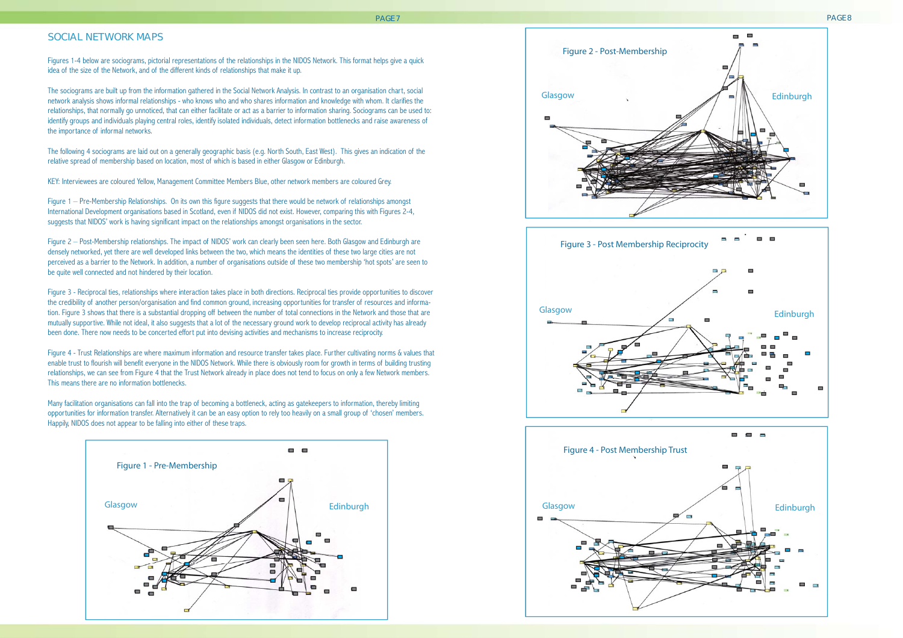## SOCIAL NETWORK MAPS

Figures 1-4 below are sociograms, pictorial representations of the relationships in the NIDOS Network. This format helps give a quick idea of the size of the Network, and of the different kinds of relationships that make it up.

The sociograms are built up from the information gathered in the Social Network Analysis. In contrast to an organisation chart, social network analysis shows informal relationships - who knows who and who shares information and knowledge with whom. It clarifies the relationships, that normally go unnoticed, that can either facilitate or act as a barrier to information sharing. Sociograms can be used to: identify groups and individuals playing central roles, identify isolated individuals, detect information bottlenecks and raise awareness of the importance of informal networks.

The following 4 sociograms are laid out on a generally geographic basis (e.g. North South, East West). This gives an indication of the relative spread of membership based on location, most of which is based in either Glasgow or Edinburgh.

KEY: Interviewees are coloured Yellow, Management Committee Members Blue, other network members are coloured Grey.

Figure 1 – Pre-Membership Relationships. On its own this figure suggests that there would be network of relationships amongst International Development organisations based in Scotland, even if NIDOS did not exist. However, comparing this with Figures 2-4, suggests that NIDOS' work is having significant impact on the relationships amongst organisations in the sector.

Figure 2 – Post-Membership relationships. The impact of NIDOS' work can clearly been seen here. Both Glasgow and Edinburgh are densely networked, yet there are well developed links between the two, which means the identities of these two large cities are not perceived as a barrier to the Network. In addition, a number of organisations outside of these two membership 'hot spots' are seen to be quite well connected and not hindered by their location.

Figure 3 - Reciprocal ties, relationships where interaction takes place in both directions. Reciprocal ties provide opportunities to discover the credibility of another person/organisation and find common ground, increasing opportunities for transfer of resources and information. Figure 3 shows that there is a substantial dropping off between the number of total connections in the Network and those that are mutually supportive. While not ideal, it also suggests that a lot of the necessary ground work to develop reciprocal activity has already been done. There now needs to be concerted effort put into devising activities and mechanisms to increase reciprocity.

Figure 4 - Trust Relationships are where maximum information and resource transfer takes place. Further cultivating norms & values that enable trust to flourish will benefit everyone in the NIDOS Network. While there is obviously room for growth in terms of building trusting relationships, we can see from Figure 4 that the Trust Network already in place does not tend to focus on only a few Network members. This means there are no information bottlenecks.

Many facilitation organisations can fall into the trap of becoming a bottleneck, acting as gatekeepers to information, thereby limiting opportunities for information transfer. Alternatively it can be an easy option to rely too heavily on a small group of 'chosen' members. Happily, NIDOS does not appear to be falling into either of these traps.

Figure 1 - Pre-Membership

Glasgow | Edinburgh

Figure 2 - Post-Membership

Glasgow | Edinburgh

Figure 3 - Post Membership Reciprocity

Glasgow | Edinburgh

Figure 4 - Post Membership Trust

Glasgow | Edinburgh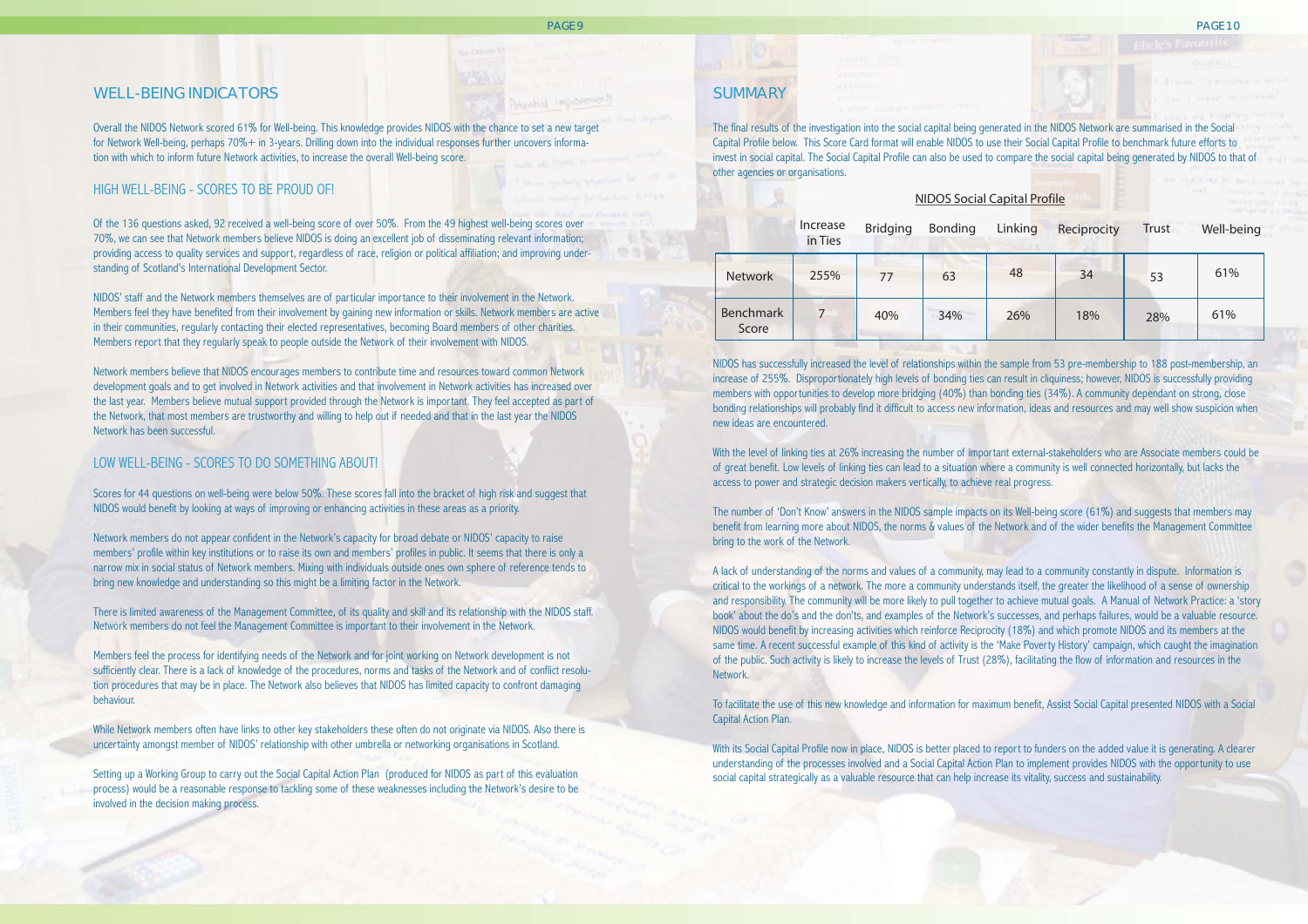## WELL-BEING INDICATORS

Overall the NIDOS Network scored 61% for Well-being. This knowledge provides NIDOS with the chance to set a new target for Network Well-being, perhaps 70%+ in 3-years. Drilling down into the individual responses further uncovers information with which to inform future Network activities, to increase the overall Well-being score.

### HIGH WELL-BEING - SCORES TO BE PROUD OF!

Of the 136 questions asked, 92 received a well-being score of over 50%. From the 49 highest well-being scores over 70%, we can see that Network members believe NIDOS is doing an excellent job of disseminating relevant information; providing access to quality services and support, regardless of race, religion or political affiliation; and improving understanding of Scotland's International Development Sector.

NIDOS' staff and the Network members themselves are of particular importance to their involvement in the Network. Members feel they have benefited from their involvement by gaining new information or skills. Network members are active in their communities, regularly contacting their elected representatives, becoming Board members of other charities. Members report that they regularly speak to people outside the Network of their involvement with NIDOS.

Network members believe that NIDOS encourages members to contribute time and resources toward common Network development goals and to get involved in Network activities and that involvement in Network activities has increased over the last year. Members believe mutual support provided through the Network is important. They feel accepted as part of the Network, that most members are trustworthy and willing to help out if needed and that in the last year the NIDOS Network has been successful.

### LOW WELL-BEING - SCORES TO DO SOMETHING ABOUT!

Scores for 44 questions on well-being were below 50%. These scores fall into the bracket of high risk and suggest that NIDOS would benefit by looking at ways of improving or enhancing activities in these areas as a priority.

Network members do not appear confident in the Network's capacity for broad debate or NIDOS' capacity to raise members' profile within key institutions or to raise its own and members' profiles in public. It seems that there is only a narrow mix in social status of Network members. Mixing with individuals outside ones own sphere of reference tends to bring new knowledge and understanding so this might be a limiting factor in the Network.

There is limited awareness of the Management Committee, of its quality and skill and its relationship with the NIDOS staff. Network members do not feel the Management Committee is important to their involvement in the Network.

Members feel the process for identifying needs of the Network and for joint working on Network development is not sufficiently clear. There is a lack of knowledge of the procedures, norms and tasks of the Network and of conflict resolution procedures that may be in place. The Network also believes that NIDOS has limited capacity to confront damaging behaviour.

While Network members often have links to other key stakeholders these often do not originate via NIDOS. Also there is uncertainty amongst member of NIDOS' relationship with other umbrella or networking organisations in Scotland.

Setting up a Working Group to carry out the Social Capital Action Plan (produced for NIDOS as part of this evaluation process) would be a reasonable response to tackling some of these weaknesses including the Network's desire to be involved in the decision making process.

## SUMMARY

The final results of the investigation into the social capital being generated in the NIDOS Network are summarised in the Social Capital Profile below. This Score Card format will enable NIDOS to use their Social Capital Profile to benchmark future efforts to invest in social capital. The Social Capital Profile can also be used to compare the social capital being generated by NIDOS to that of other agencies or organisations.

NIDOS Social Capital Profile

| | Increase in Ties | Bridging | Bonding | Linking | Reciprocity | Trust | Well-being |
|---|---|---|---|---|---|---|---|
| Network | 255% | 77 | 63 | 48 | 34 | 53 | 61% |
| Benchmark Score | 7 | 40% | 34% | 26% | 18% | 28% | 61% |

NIDOS has successfully increased the level of relationships within the sample from 53 pre-membership to 188 post-membership, an increase of 255%. Disproportionately high levels of bonding ties can result in cliquiness; however, NIDOS is successfully providing members with opportunities to develop more bridging (40%) than bonding ties (34%). A community dependant on strong, close bonding relationships will probably find it difficult to access new information, ideas and resources and may well show suspicion when new ideas are encountered.

With the level of linking ties at 26% increasing the number of important external-stakeholders who are Associate members could be of great benefit. Low levels of linking ties can lead to a situation where a community is well connected horizontally, but lacks the access to power and strategic decision makers vertically, to achieve real progress.

The number of 'Don't Know' answers in the NIDOS sample impacts on its Well-being score (61%) and suggests that members may benefit from learning more about NIDOS, the norms & values of the Network and of the wider benefits the Management Committee bring to the work of the Network.

A lack of understanding of the norms and values of a community, may lead to a community constantly in dispute. Information is critical to the workings of a network. The more a community understands itself, the greater the likelihood of a sense of ownership and responsibility. The community will be more likely to pull together to achieve mutual goals. A Manual of Network Practice: a 'story book' about the do's and the don'ts, and examples of the Network's successes, and perhaps failures, would be a valuable resource. NIDOS would benefit by increasing activities which reinforce Reciprocity (18%) and which promote NIDOS and its members at the same time. A recent successful example of this kind of activity is the 'Make Poverty History' campaign, which caught the imagination of the public. Such activity is likely to increase the levels of Trust (28%), facilitating the flow of information and resources in the Network.

To facilitate the use of this new knowledge and information for maximum benefit, Assist Social Capital presented NIDOS with a Social Capital Action Plan.

With its Social Capital Profile now in place, NIDOS is better placed to report to funders on the added value it is generating. A clearer understanding of the processes involved and a Social Capital Action Plan to implement provides NIDOS with the opportunity to use social capital strategically as a valuable resource that can help increase its vitality, success and sustainability.